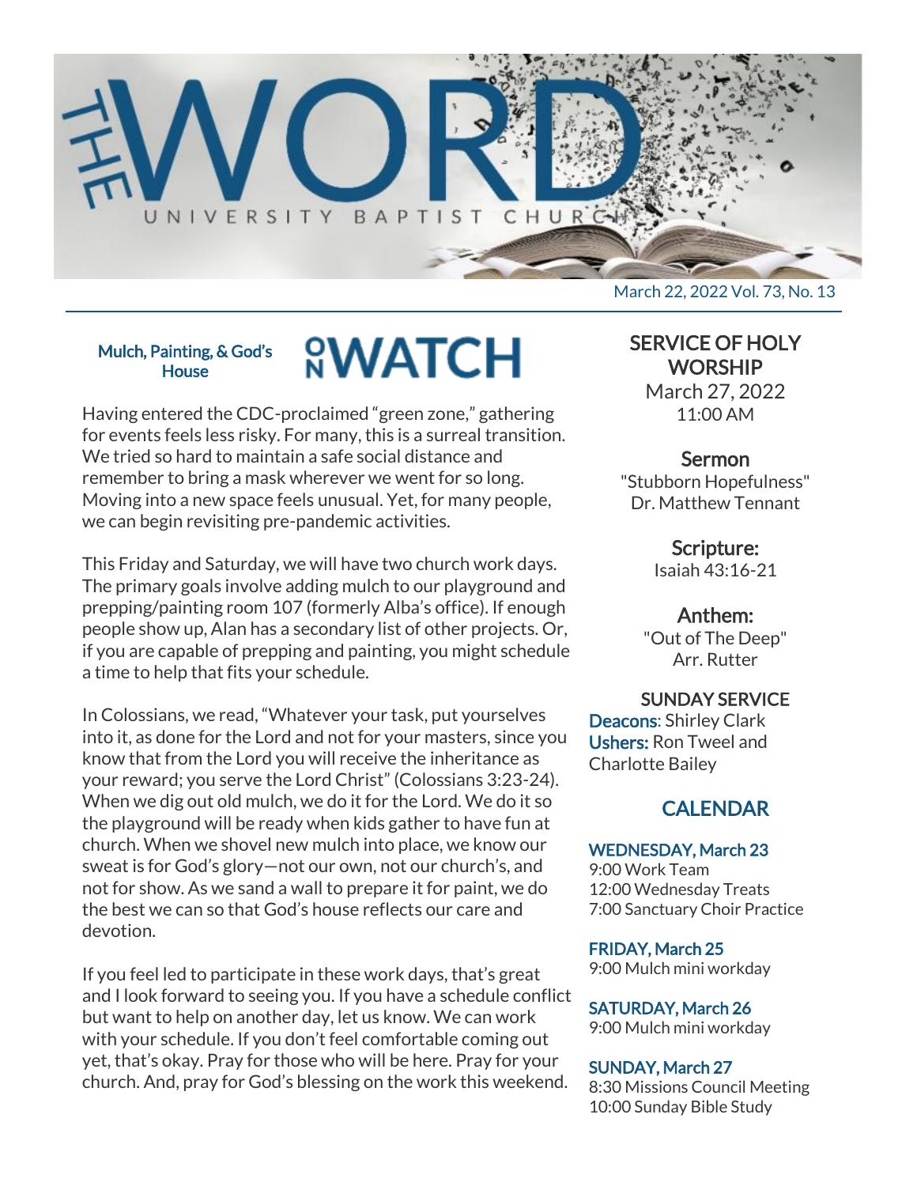# THE WORD

UNIVERSITY BAPTIST CHURCH

March 22, 2022 Vol. 73, No. 13

## ON WATCH

### Mulch, Painting, & God's House

Having entered the CDC-proclaimed "green zone," gathering for events feels less risky. For many, this is a surreal transition. We tried so hard to maintain a safe social distance and remember to bring a mask wherever we went for so long. Moving into a new space feels unusual. Yet, for many people, we can begin revisiting pre-pandemic activities.

This Friday and Saturday, we will have two church work days. The primary goals involve adding mulch to our playground and prepping/painting room 107 (formerly Alba's office). If enough people show up, Alan has a secondary list of other projects. Or, if you are capable of prepping and painting, you might schedule a time to help that fits your schedule.

In Colossians, we read, "Whatever your task, put yourselves into it, as done for the Lord and not for your masters, since you know that from the Lord you will receive the inheritance as your reward; you serve the Lord Christ" (Colossians 3:23-24). When we dig out old mulch, we do it for the Lord. We do it so the playground will be ready when kids gather to have fun at church. When we shovel new mulch into place, we know our sweat is for God's glory—not our own, not our church's, and not for show. As we sand a wall to prepare it for paint, we do the best we can so that God's house reflects our care and devotion.

If you feel led to participate in these work days, that's great and I look forward to seeing you. If you have a schedule conflict but want to help on another day, let us know. We can work with your schedule. If you don't feel comfortable coming out yet, that's okay. Pray for those who will be here. Pray for your church. And, pray for God's blessing on the work this weekend.

## SERVICE OF HOLY WORSHIP

March 27, 2022
11:00 AM

**Sermon**
"Stubborn Hopefulness"
Dr. Matthew Tennant

**Scripture:**
Isaiah 43:16-21

**Anthem:**
"Out of The Deep"
Arr. Rutter

**SUNDAY SERVICE**

**Deacons**: Shirley Clark
**Ushers:** Ron Tweel and Charlotte Bailey

## CALENDAR

**WEDNESDAY, March 23**
9:00 Work Team
12:00 Wednesday Treats
7:00 Sanctuary Choir Practice

**FRIDAY, March 25**
9:00 Mulch mini workday

**SATURDAY, March 26**
9:00 Mulch mini workday

**SUNDAY, March 27**
8:30 Missions Council Meeting
10:00 Sunday Bible Study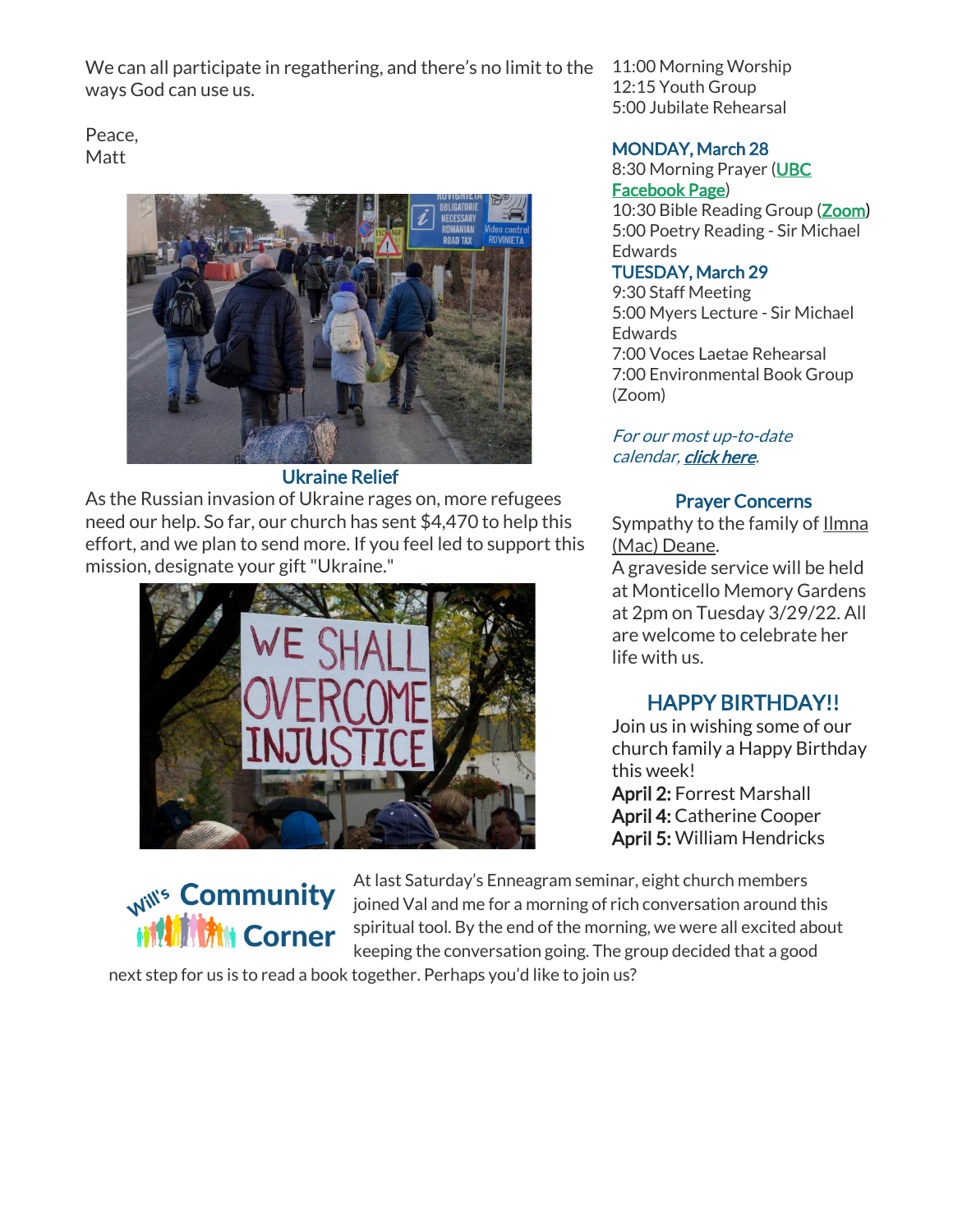We can all participate in regathering, and there's no limit to the ways God can use us.

Peace,
Matt

### Ukraine Relief

As the Russian invasion of Ukraine rages on, more refugees need our help. So far, our church has sent $4,470 to help this effort, and we plan to send more. If you feel led to support this mission, designate your gift "Ukraine."

11:00 Morning Worship
12:15 Youth Group
5:00 Jubilate Rehearsal

### MONDAY, March 28

8:30 Morning Prayer (UBC Facebook Page)
10:30 Bible Reading Group (Zoom)
5:00 Poetry Reading - Sir Michael Edwards

### TUESDAY, March 29

9:30 Staff Meeting
5:00 Myers Lecture - Sir Michael Edwards
7:00 Voces Laetae Rehearsal
7:00 Environmental Book Group (Zoom)

*For our most up-to-date calendar, **click here**.*

### Prayer Concerns

Sympathy to the family of Ilmna (Mac) Deane.
A graveside service will be held at Monticello Memory Gardens at 2pm on Tuesday 3/29/22. All are welcome to celebrate her life with us.

## HAPPY BIRTHDAY!!

Join us in wishing some of our church family a Happy Birthday this week!
**April 2:** Forrest Marshall
**April 4:** Catherine Cooper
**April 5:** William Hendricks

### Will's Community Corner

At last Saturday's Enneagram seminar, eight church members joined Val and me for a morning of rich conversation around this spiritual tool. By the end of the morning, we were all excited about keeping the conversation going. The group decided that a good next step for us is to read a book together. Perhaps you'd like to join us?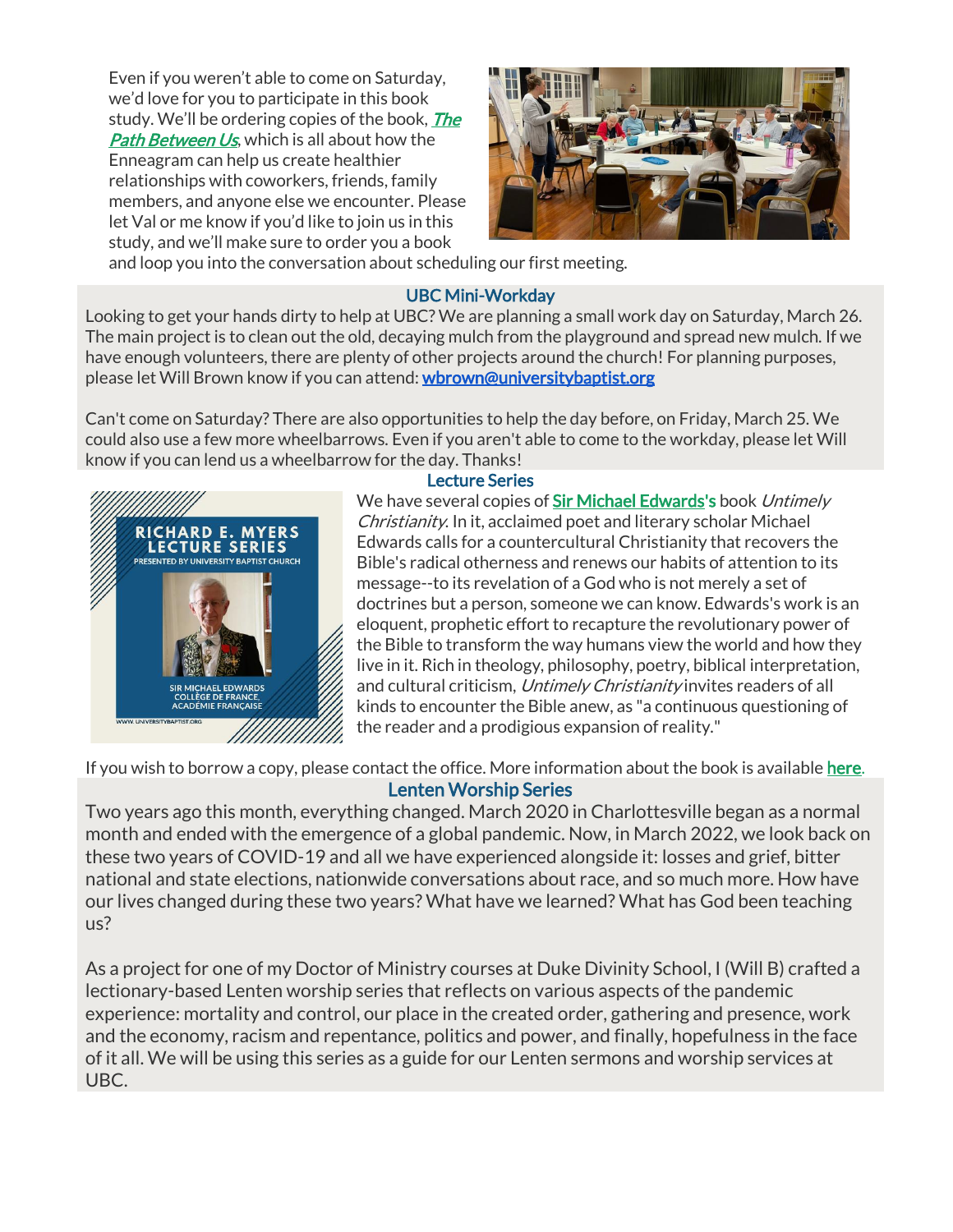Even if you weren't able to come on Saturday, we'd love for you to participate in this book study. We'll be ordering copies of the book, *The Path Between Us*, which is all about how the Enneagram can help us create healthier relationships with coworkers, friends, family members, and anyone else we encounter. Please let Val or me know if you'd like to join us in this study, and we'll make sure to order you a book and loop you into the conversation about scheduling our first meeting.

## UBC Mini-Workday

Looking to get your hands dirty to help at UBC? We are planning a small work day on Saturday, March 26. The main project is to clean out the old, decaying mulch from the playground and spread new mulch. If we have enough volunteers, there are plenty of other projects around the church! For planning purposes, please let Will Brown know if you can attend: wbrown@universitybaptist.org

Can't come on Saturday? There are also opportunities to help the day before, on Friday, March 25. We could also use a few more wheelbarrows. Even if you aren't able to come to the workday, please let Will know if you can lend us a wheelbarrow for the day. Thanks!

## Lecture Series

RICHARD E. MYERS LECTURE SERIES
PRESENTED BY UNIVERSITY BAPTIST CHURCH
SIR MICHAEL EDWARDS
COLLÈGE DE FRANCE,
ACADÉMIE FRANÇAISE
WWW.UNIVERSITYBAPTIST.ORG

We have several copies of Sir Michael Edwards's book *Untimely Christianity*. In it, acclaimed poet and literary scholar Michael Edwards calls for a countercultural Christianity that recovers the Bible's radical otherness and renews our habits of attention to its message--to its revelation of a God who is not merely a set of doctrines but a person, someone we can know. Edwards's work is an eloquent, prophetic effort to recapture the revolutionary power of the Bible to transform the way humans view the world and how they live in it. Rich in theology, philosophy, poetry, biblical interpretation, and cultural criticism, *Untimely Christianity* invites readers of all kinds to encounter the Bible anew, as "a continuous questioning of the reader and a prodigious expansion of reality."

If you wish to borrow a copy, please contact the office. More information about the book is available here.

## Lenten Worship Series

Two years ago this month, everything changed. March 2020 in Charlottesville began as a normal month and ended with the emergence of a global pandemic. Now, in March 2022, we look back on these two years of COVID-19 and all we have experienced alongside it: losses and grief, bitter national and state elections, nationwide conversations about race, and so much more. How have our lives changed during these two years? What have we learned? What has God been teaching us?

As a project for one of my Doctor of Ministry courses at Duke Divinity School, I (Will B) crafted a lectionary-based Lenten worship series that reflects on various aspects of the pandemic experience: mortality and control, our place in the created order, gathering and presence, work and the economy, racism and repentance, politics and power, and finally, hopefulness in the face of it all. We will be using this series as a guide for our Lenten sermons and worship services at UBC.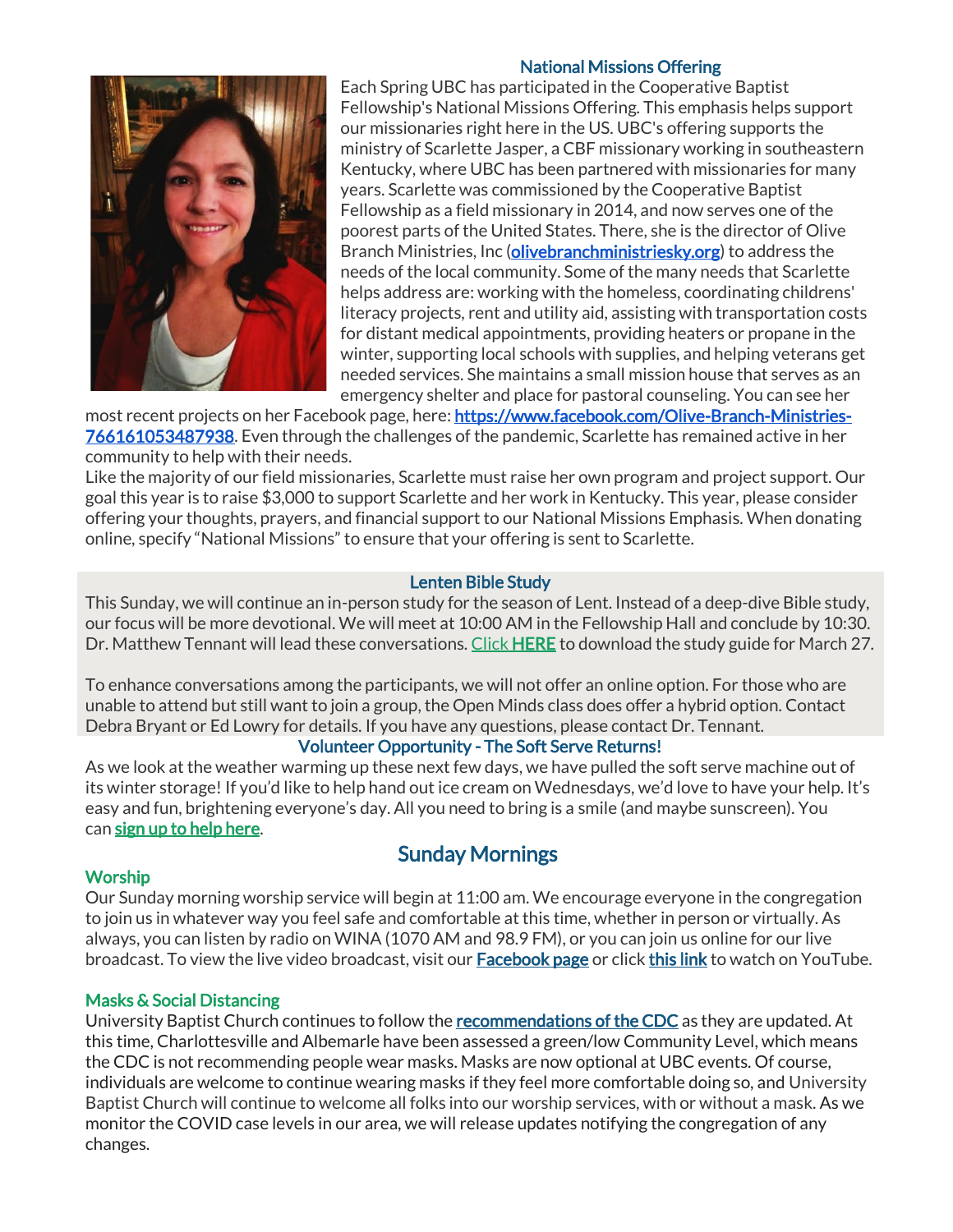## National Missions Offering

Each Spring UBC has participated in the Cooperative Baptist Fellowship's National Missions Offering. This emphasis helps support our missionaries right here in the US. UBC's offering supports the ministry of Scarlette Jasper, a CBF missionary working in southeastern Kentucky, where UBC has been partnered with missionaries for many years. Scarlette was commissioned by the Cooperative Baptist Fellowship as a field missionary in 2014, and now serves one of the poorest parts of the United States. There, she is the director of Olive Branch Ministries, Inc (olivebranchministriesky.org) to address the needs of the local community. Some of the many needs that Scarlette helps address are: working with the homeless, coordinating childrens' literacy projects, rent and utility aid, assisting with transportation costs for distant medical appointments, providing heaters or propane in the winter, supporting local schools with supplies, and helping veterans get needed services. She maintains a small mission house that serves as an emergency shelter and place for pastoral counseling. You can see her most recent projects on her Facebook page, here: https://www.facebook.com/Olive-Branch-Ministries-766161053487938. Even through the challenges of the pandemic, Scarlette has remained active in her community to help with their needs.

Like the majority of our field missionaries, Scarlette must raise her own program and project support. Our goal this year is to raise $3,000 to support Scarlette and her work in Kentucky. This year, please consider offering your thoughts, prayers, and financial support to our National Missions Emphasis. When donating online, specify "National Missions" to ensure that your offering is sent to Scarlette.

## Lenten Bible Study

This Sunday, we will continue an in-person study for the season of Lent. Instead of a deep-dive Bible study, our focus will be more devotional. We will meet at 10:00 AM in the Fellowship Hall and conclude by 10:30. Dr. Matthew Tennant will lead these conversations. Click **HERE** to download the study guide for March 27.

To enhance conversations among the participants, we will not offer an online option. For those who are unable to attend but still want to join a group, the Open Minds class does offer a hybrid option. Contact Debra Bryant or Ed Lowry for details. If you have any questions, please contact Dr. Tennant.

## Volunteer Opportunity - The Soft Serve Returns!

As we look at the weather warming up these next few days, we have pulled the soft serve machine out of its winter storage! If you'd like to help hand out ice cream on Wednesdays, we'd love to have your help. It's easy and fun, brightening everyone's day. All you need to bring is a smile (and maybe sunscreen). You can **sign up to help here**.

# Sunday Mornings

### Worship

Our Sunday morning worship service will begin at 11:00 am. We encourage everyone in the congregation to join us in whatever way you feel safe and comfortable at this time, whether in person or virtually. As always, you can listen by radio on WINA (1070 AM and 98.9 FM), or you can join us online for our live broadcast. To view the live video broadcast, visit our **Facebook page** or click **this link** to watch on YouTube.

### Masks & Social Distancing

University Baptist Church continues to follow the **recommendations of the CDC** as they are updated. At this time, Charlottesville and Albemarle have been assessed a green/low Community Level, which means the CDC is not recommending people wear masks. Masks are now optional at UBC events. Of course, individuals are welcome to continue wearing masks if they feel more comfortable doing so, and University Baptist Church will continue to welcome all folks into our worship services, with or without a mask. As we monitor the COVID case levels in our area, we will release updates notifying the congregation of any changes.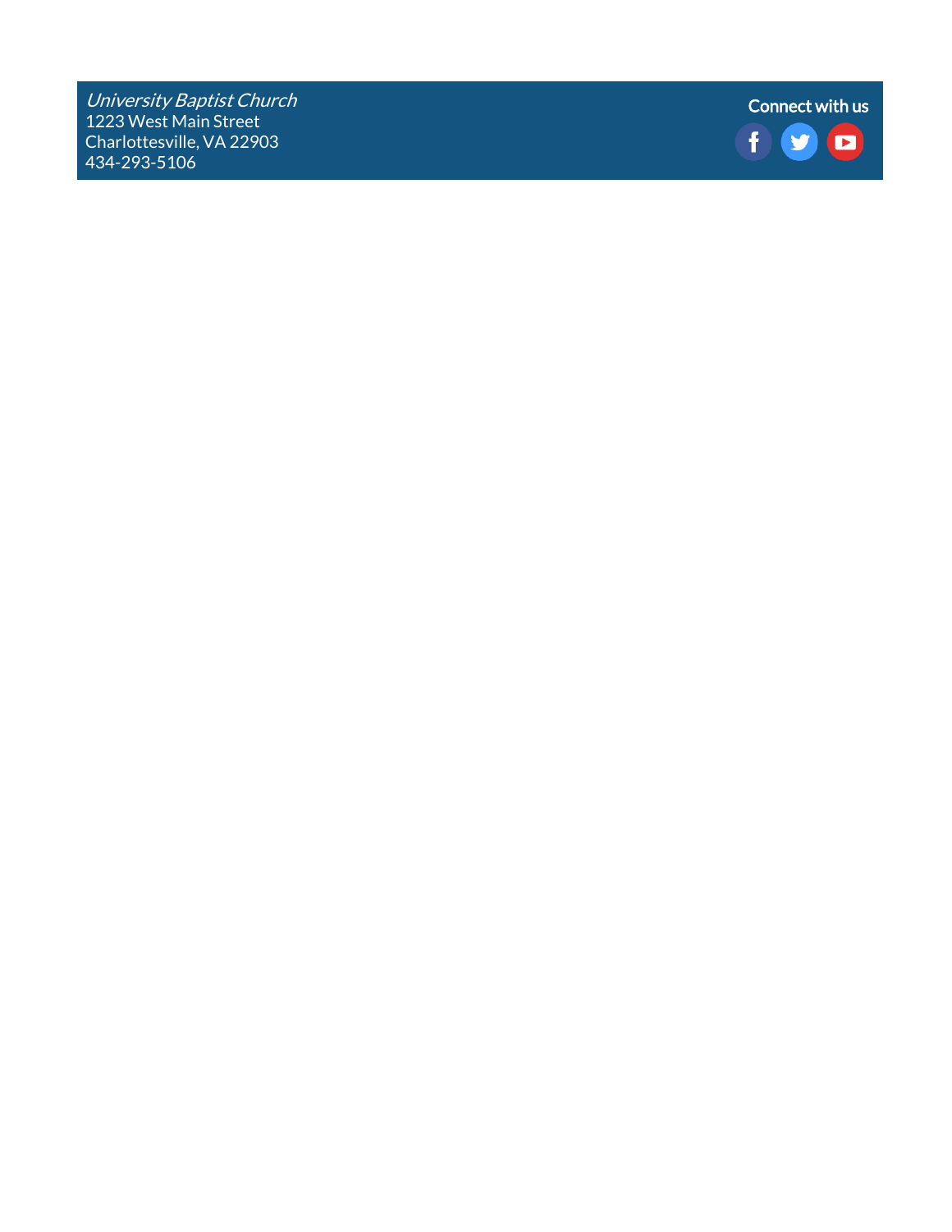*University Baptist Church*
1223 West Main Street
Charlottesville, VA 22903
434-293-5106

Connect with us